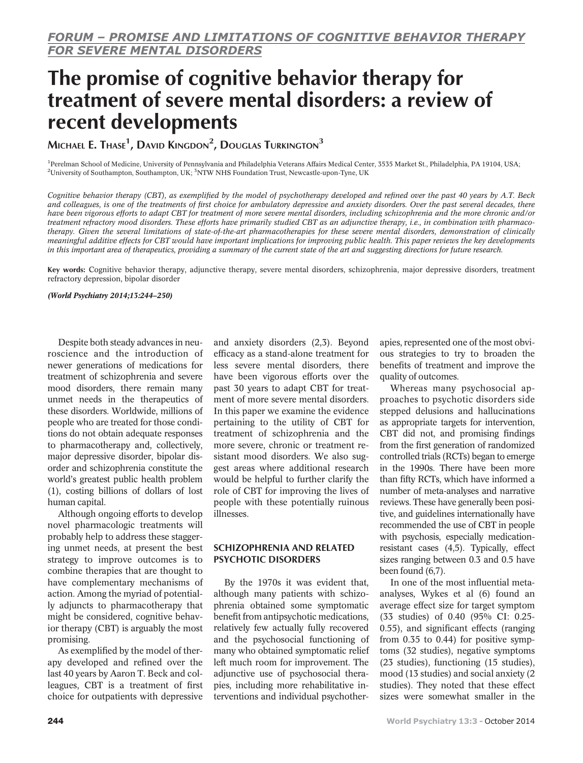*FORUM – PROMISE AND LIMITATIONS OF COGNITIVE BEHAVIOR THERAPY FOR SEVERE MENTAL DISORDERS*

# The promise of cognitive behavior therapy for treatment of severe mental disorders: a review of recent developments

Michael E. Thase[1], David Kingdon[2], Douglas Turkington[3]

[1]Perelman School of Medicine, University of Pennsylvania and Philadelphia Veterans Affairs Medical Center, 3535 Market St., Philadelphia, PA 19104, USA; [2]University of Southampton, Southampton, UK; [3]NTW NHS Foundation Trust, Newcastle-upon-Tyne, UK

*Cognitive behavior therapy (CBT), as exemplified by the model of psychotherapy developed and refined over the past 40 years by A.T. Beck and colleagues, is one of the treatments of first choice for ambulatory depressive and anxiety disorders. Over the past several decades, there have been vigorous efforts to adapt CBT for treatment of more severe mental disorders, including schizophrenia and the more chronic and/or treatment refractory mood disorders. These efforts have primarily studied CBT as an adjunctive therapy, i.e., in combination with pharmacotherapy. Given the several limitations of state-of-the-art pharmacotherapies for these severe mental disorders, demonstration of clinically meaningful additive effects for CBT would have important implications for improving public health. This paper reviews the key developments in this important area of therapeutics, providing a summary of the current state of the art and suggesting directions for future research.*

**Key words:** Cognitive behavior therapy, adjunctive therapy, severe mental disorders, schizophrenia, major depressive disorders, treatment refractory depression, bipolar disorder

***(World Psychiatry 2014;13:244–250)***

Despite both steady advances in neuroscience and the introduction of newer generations of medications for treatment of schizophrenia and severe mood disorders, there remain many unmet needs in the therapeutics of these disorders. Worldwide, millions of people who are treated for those conditions do not obtain adequate responses to pharmacotherapy and, collectively, major depressive disorder, bipolar disorder and schizophrenia constitute the world's greatest public health problem (1), costing billions of dollars of lost human capital.

Although ongoing efforts to develop novel pharmacologic treatments will probably help to address these staggering unmet needs, at present the best strategy to improve outcomes is to combine therapies that are thought to have complementary mechanisms of action. Among the myriad of potentially adjuncts to pharmacotherapy that might be considered, cognitive behavior therapy (CBT) is arguably the most promising.

As exemplified by the model of therapy developed and refined over the last 40 years by Aaron T. Beck and colleagues, CBT is a treatment of first choice for outpatients with depressive and anxiety disorders (2,3). Beyond efficacy as a stand-alone treatment for less severe mental disorders, there have been vigorous efforts over the past 30 years to adapt CBT for treatment of more severe mental disorders. In this paper we examine the evidence pertaining to the utility of CBT for treatment of schizophrenia and the more severe, chronic or treatment resistant mood disorders. We also suggest areas where additional research would be helpful to further clarify the role of CBT for improving the lives of people with these potentially ruinous illnesses.

## SCHIZOPHRENIA AND RELATED PSYCHOTIC DISORDERS

By the 1970s it was evident that, although many patients with schizophrenia obtained some symptomatic benefit from antipsychotic medications, relatively few actually fully recovered and the psychosocial functioning of many who obtained symptomatic relief left much room for improvement. The adjunctive use of psychosocial therapies, including more rehabilitative interventions and individual psychotherapies, represented one of the most obvious strategies to try to broaden the benefits of treatment and improve the quality of outcomes.

Whereas many psychosocial approaches to psychotic disorders side stepped delusions and hallucinations as appropriate targets for intervention, CBT did not, and promising findings from the first generation of randomized controlled trials (RCTs) began to emerge in the 1990s. There have been more than fifty RCTs, which have informed a number of meta-analyses and narrative reviews. These have generally been positive, and guidelines internationally have recommended the use of CBT in people with psychosis, especially medication-resistant cases (4,5). Typically, effect sizes ranging between 0.3 and 0.5 have been found (6,7).

In one of the most influential meta-analyses, Wykes et al (6) found an average effect size for target symptom (33 studies) of 0.40 (95% CI: 0.25-0.55), and significant effects (ranging from 0.35 to 0.44) for positive symptoms (32 studies), negative symptoms (23 studies), functioning (15 studies), mood (13 studies) and social anxiety (2 studies). They noted that these effect sizes were somewhat smaller in the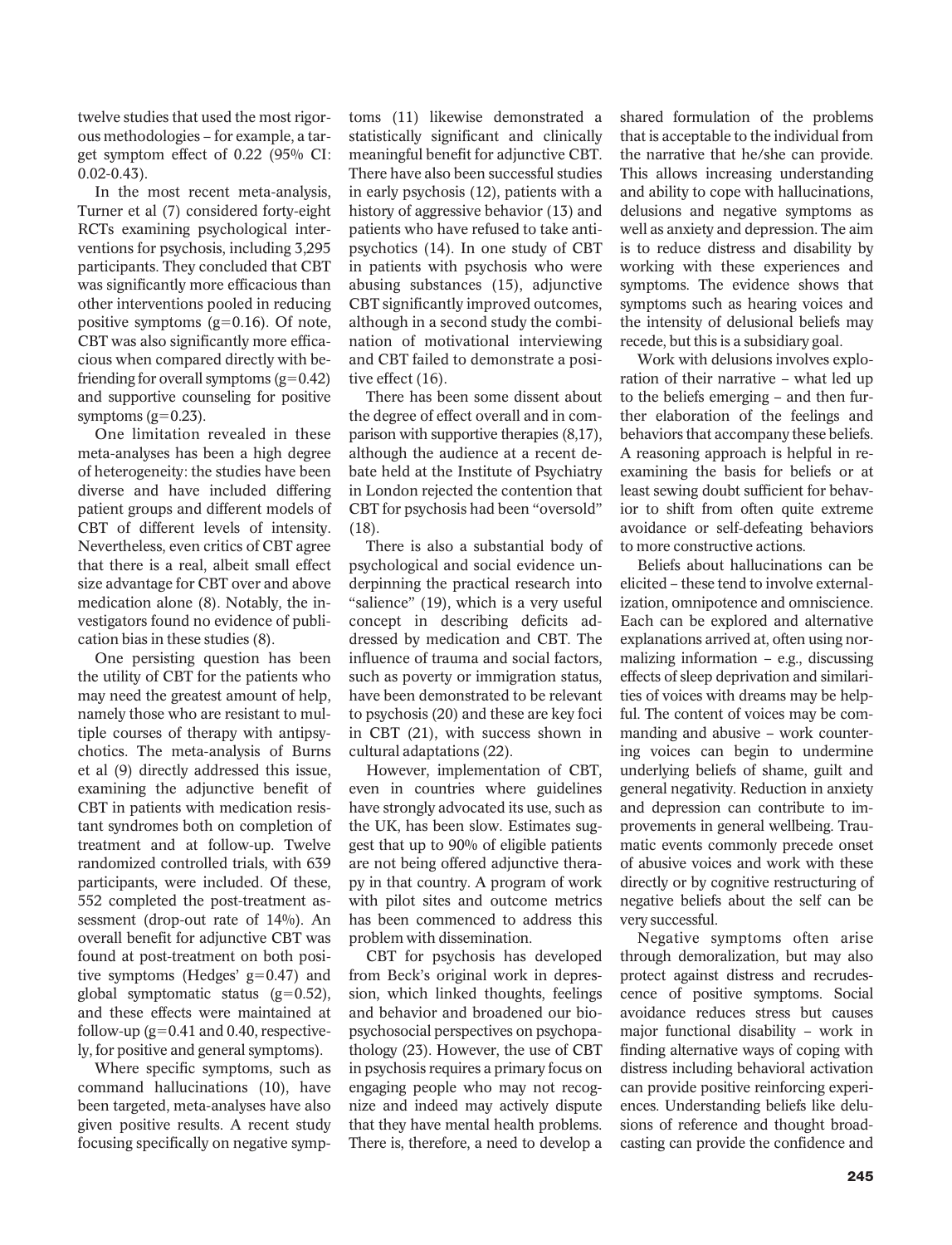twelve studies that used the most rigorous methodologies – for example, a target symptom effect of 0.22 (95% CI: 0.02-0.43).

In the most recent meta-analysis, Turner et al (7) considered forty-eight RCTs examining psychological interventions for psychosis, including 3,295 participants. They concluded that CBT was significantly more efficacious than other interventions pooled in reducing positive symptoms ($g=0.16$). Of note, CBT was also significantly more efficacious when compared directly with befriending for overall symptoms ($g=0.42$) and supportive counseling for positive symptoms ($g=0.23$).

One limitation revealed in these meta-analyses has been a high degree of heterogeneity: the studies have been diverse and have included differing patient groups and different models of CBT of different levels of intensity. Nevertheless, even critics of CBT agree that there is a real, albeit small effect size advantage for CBT over and above medication alone (8). Notably, the investigators found no evidence of publication bias in these studies (8).

One persisting question has been the utility of CBT for the patients who may need the greatest amount of help, namely those who are resistant to multiple courses of therapy with antipsychotics. The meta-analysis of Burns et al (9) directly addressed this issue, examining the adjunctive benefit of CBT in patients with medication resistant syndromes both on completion of treatment and at follow-up. Twelve randomized controlled trials, with 639 participants, were included. Of these, 552 completed the post-treatment assessment (drop-out rate of 14%). An overall benefit for adjunctive CBT was found at post-treatment on both positive symptoms (Hedges' $g=0.47$) and global symptomatic status ($g=0.52$), and these effects were maintained at follow-up ($g=0.41$ and 0.40, respectively, for positive and general symptoms).

Where specific symptoms, such as command hallucinations (10), have been targeted, meta-analyses have also given positive results. A recent study focusing specifically on negative symptoms (11) likewise demonstrated a statistically significant and clinically meaningful benefit for adjunctive CBT. There have also been successful studies in early psychosis (12), patients with a history of aggressive behavior (13) and patients who have refused to take antipsychotics (14). In one study of CBT in patients with psychosis who were abusing substances (15), adjunctive CBT significantly improved outcomes, although in a second study the combination of motivational interviewing and CBT failed to demonstrate a positive effect (16).

There has been some dissent about the degree of effect overall and in comparison with supportive therapies (8,17), although the audience at a recent debate held at the Institute of Psychiatry in London rejected the contention that CBT for psychosis had been "oversold" (18).

There is also a substantial body of psychological and social evidence underpinning the practical research into "salience" (19), which is a very useful concept in describing deficits addressed by medication and CBT. The influence of trauma and social factors, such as poverty or immigration status, have been demonstrated to be relevant to psychosis (20) and these are key foci in CBT (21), with success shown in cultural adaptations (22).

However, implementation of CBT, even in countries where guidelines have strongly advocated its use, such as the UK, has been slow. Estimates suggest that up to 90% of eligible patients are not being offered adjunctive therapy in that country. A program of work with pilot sites and outcome metrics has been commenced to address this problem with dissemination.

CBT for psychosis has developed from Beck's original work in depression, which linked thoughts, feelings and behavior and broadened our biopsychosocial perspectives on psychopathology (23). However, the use of CBT in psychosis requires a primary focus on engaging people who may not recognize and indeed may actively dispute that they have mental health problems. There is, therefore, a need to develop a shared formulation of the problems that is acceptable to the individual from the narrative that he/she can provide. This allows increasing understanding and ability to cope with hallucinations, delusions and negative symptoms as well as anxiety and depression. The aim is to reduce distress and disability by working with these experiences and symptoms. The evidence shows that symptoms such as hearing voices and the intensity of delusional beliefs may recede, but this is a subsidiary goal.

Work with delusions involves exploration of their narrative – what led up to the beliefs emerging – and then further elaboration of the feelings and behaviors that accompany these beliefs. A reasoning approach is helpful in reexamining the basis for beliefs or at least sewing doubt sufficient for behavior to shift from often quite extreme avoidance or self-defeating behaviors to more constructive actions.

Beliefs about hallucinations can be elicited – these tend to involve externalization, omnipotence and omniscience. Each can be explored and alternative explanations arrived at, often using normalizing information – e.g., discussing effects of sleep deprivation and similarities of voices with dreams may be helpful. The content of voices may be commanding and abusive – work countering voices can begin to undermine underlying beliefs of shame, guilt and general negativity. Reduction in anxiety and depression can contribute to improvements in general wellbeing. Traumatic events commonly precede onset of abusive voices and work with these directly or by cognitive restructuring of negative beliefs about the self can be very successful.

Negative symptoms often arise through demoralization, but may also protect against distress and recrudescence of positive symptoms. Social avoidance reduces stress but causes major functional disability – work in finding alternative ways of coping with distress including behavioral activation can provide positive reinforcing experiences. Understanding beliefs like delusions of reference and thought broadcasting can provide the confidence and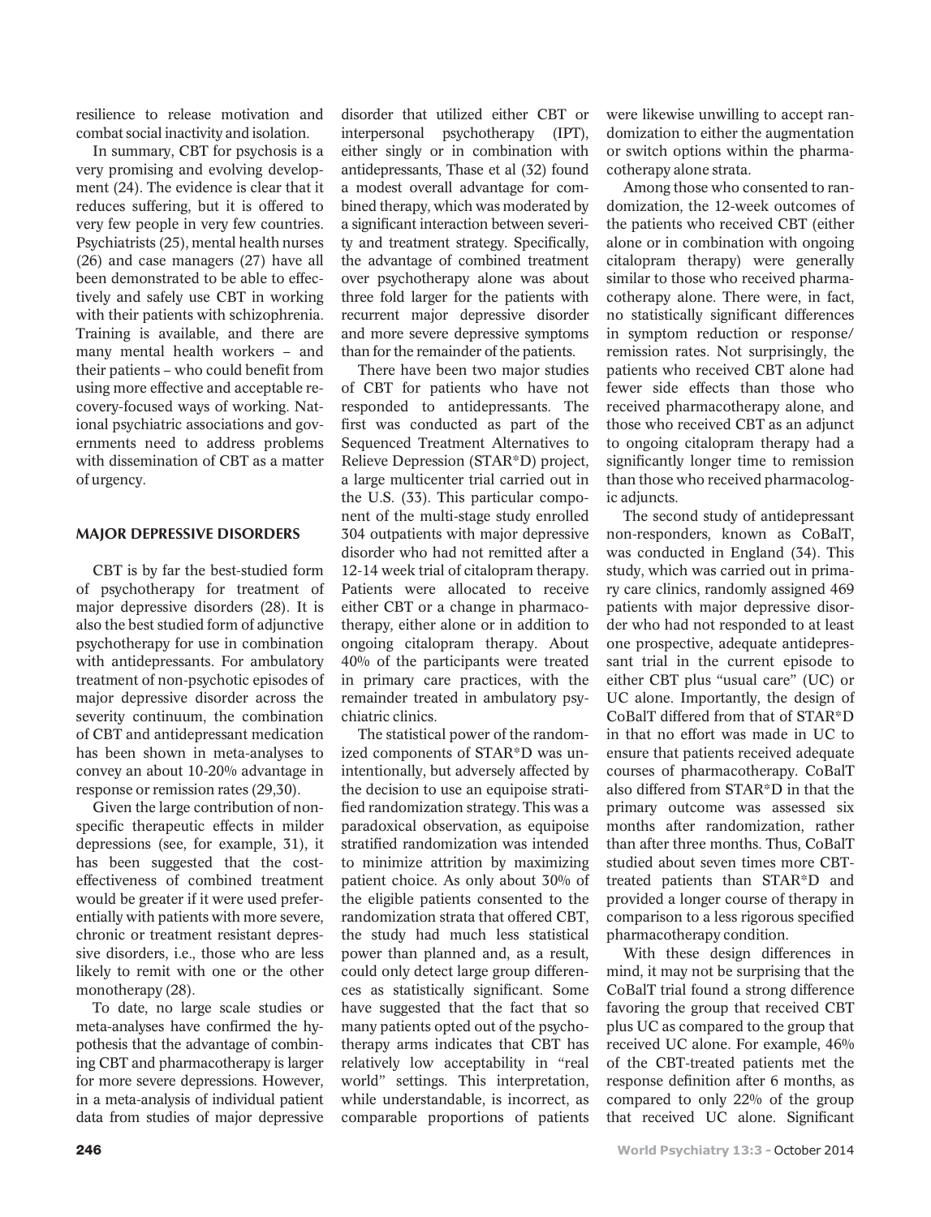resilience to release motivation and combat social inactivity and isolation.

In summary, CBT for psychosis is a very promising and evolving development (24). The evidence is clear that it reduces suffering, but it is offered to very few people in very few countries. Psychiatrists (25), mental health nurses (26) and case managers (27) have all been demonstrated to be able to effectively and safely use CBT in working with their patients with schizophrenia. Training is available, and there are many mental health workers – and their patients – who could benefit from using more effective and acceptable recovery-focused ways of working. National psychiatric associations and governments need to address problems with dissemination of CBT as a matter of urgency.

## MAJOR DEPRESSIVE DISORDERS

CBT is by far the best-studied form of psychotherapy for treatment of major depressive disorders (28). It is also the best studied form of adjunctive psychotherapy for use in combination with antidepressants. For ambulatory treatment of non-psychotic episodes of major depressive disorder across the severity continuum, the combination of CBT and antidepressant medication has been shown in meta-analyses to convey an about 10-20% advantage in response or remission rates (29,30).

Given the large contribution of non-specific therapeutic effects in milder depressions (see, for example, 31), it has been suggested that the cost-effectiveness of combined treatment would be greater if it were used preferentially with patients with more severe, chronic or treatment resistant depressive disorders, i.e., those who are less likely to remit with one or the other monotherapy (28).

To date, no large scale studies or meta-analyses have confirmed the hypothesis that the advantage of combining CBT and pharmacotherapy is larger for more severe depressions. However, in a meta-analysis of individual patient data from studies of major depressive disorder that utilized either CBT or interpersonal psychotherapy (IPT), either singly or in combination with antidepressants, Thase et al (32) found a modest overall advantage for combined therapy, which was moderated by a significant interaction between severity and treatment strategy. Specifically, the advantage of combined treatment over psychotherapy alone was about three fold larger for the patients with recurrent major depressive disorder and more severe depressive symptoms than for the remainder of the patients.

There have been two major studies of CBT for patients who have not responded to antidepressants. The first was conducted as part of the Sequenced Treatment Alternatives to Relieve Depression (STAR*D) project, a large multicenter trial carried out in the U.S. (33). This particular component of the multi-stage study enrolled 304 outpatients with major depressive disorder who had not remitted after a 12-14 week trial of citalopram therapy. Patients were allocated to receive either CBT or a change in pharmacotherapy, either alone or in addition to ongoing citalopram therapy. About 40% of the participants were treated in primary care practices, with the remainder treated in ambulatory psychiatric clinics.

The statistical power of the randomized components of STAR*D was unintentionally, but adversely affected by the decision to use an equipoise stratified randomization strategy. This was a paradoxical observation, as equipoise stratified randomization was intended to minimize attrition by maximizing patient choice. As only about 30% of the eligible patients consented to the randomization strata that offered CBT, the study had much less statistical power than planned and, as a result, could only detect large group differences as statistically significant. Some have suggested that the fact that so many patients opted out of the psychotherapy arms indicates that CBT has relatively low acceptability in "real world" settings. This interpretation, while understandable, is incorrect, as comparable proportions of patients were likewise unwilling to accept randomization to either the augmentation or switch options within the pharmacotherapy alone strata.

Among those who consented to randomization, the 12-week outcomes of the patients who received CBT (either alone or in combination with ongoing citalopram therapy) were generally similar to those who received pharmacotherapy alone. There were, in fact, no statistically significant differences in symptom reduction or response/remission rates. Not surprisingly, the patients who received CBT alone had fewer side effects than those who received pharmacotherapy alone, and those who received CBT as an adjunct to ongoing citalopram therapy had a significantly longer time to remission than those who received pharmacologic adjuncts.

The second study of antidepressant non-responders, known as CoBalT, was conducted in England (34). This study, which was carried out in primary care clinics, randomly assigned 469 patients with major depressive disorder who had not responded to at least one prospective, adequate antidepressant trial in the current episode to either CBT plus "usual care" (UC) or UC alone. Importantly, the design of CoBalT differed from that of STAR*D in that no effort was made in UC to ensure that patients received adequate courses of pharmacotherapy. CoBalT also differed from STAR*D in that the primary outcome was assessed six months after randomization, rather than after three months. Thus, CoBalT studied about seven times more CBT-treated patients than STAR*D and provided a longer course of therapy in comparison to a less rigorous specified pharmacotherapy condition.

With these design differences in mind, it may not be surprising that the CoBalT trial found a strong difference favoring the group that received CBT plus UC as compared to the group that received UC alone. For example, 46% of the CBT-treated patients met the response definition after 6 months, as compared to only 22% of the group that received UC alone. Significant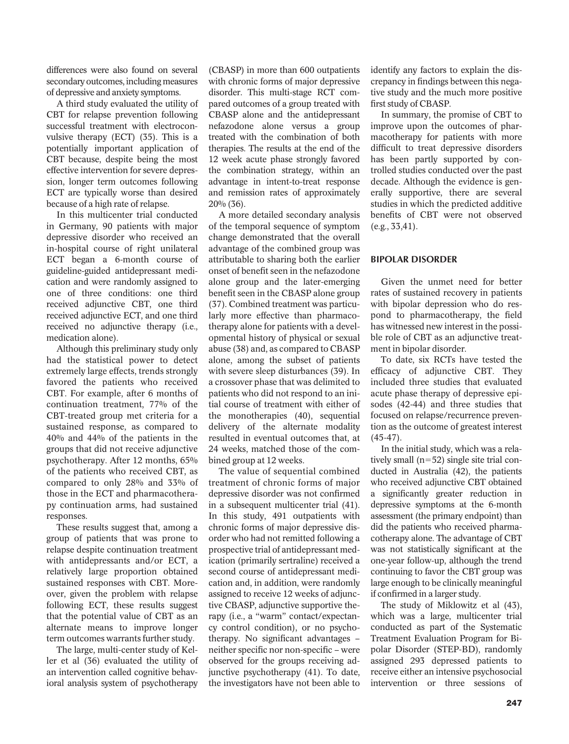differences were also found on several secondary outcomes, including measures of depressive and anxiety symptoms.

A third study evaluated the utility of CBT for relapse prevention following successful treatment with electroconvulsive therapy (ECT) (35). This is a potentially important application of CBT because, despite being the most effective intervention for severe depression, longer term outcomes following ECT are typically worse than desired because of a high rate of relapse.

In this multicenter trial conducted in Germany, 90 patients with major depressive disorder who received an in-hospital course of right unilateral ECT began a 6-month course of guideline-guided antidepressant medication and were randomly assigned to one of three conditions: one third received adjunctive CBT, one third received adjunctive ECT, and one third received no adjunctive therapy (i.e., medication alone).

Although this preliminary study only had the statistical power to detect extremely large effects, trends strongly favored the patients who received CBT. For example, after 6 months of continuation treatment, 77% of the CBT-treated group met criteria for a sustained response, as compared to 40% and 44% of the patients in the groups that did not receive adjunctive psychotherapy. After 12 months, 65% of the patients who received CBT, as compared to only 28% and 33% of those in the ECT and pharmacotherapy continuation arms, had sustained responses.

These results suggest that, among a group of patients that was prone to relapse despite continuation treatment with antidepressants and/or ECT, a relatively large proportion obtained sustained responses with CBT. Moreover, given the problem with relapse following ECT, these results suggest that the potential value of CBT as an alternate means to improve longer term outcomes warrants further study.

The large, multi-center study of Keller et al (36) evaluated the utility of an intervention called cognitive behavioral analysis system of psychotherapy (CBASP) in more than 600 outpatients with chronic forms of major depressive disorder. This multi-stage RCT compared outcomes of a group treated with CBASP alone and the antidepressant nefazodone alone versus a group treated with the combination of both therapies. The results at the end of the 12 week acute phase strongly favored the combination strategy, within an advantage in intent-to-treat response and remission rates of approximately 20% (36).

A more detailed secondary analysis of the temporal sequence of symptom change demonstrated that the overall advantage of the combined group was attributable to sharing both the earlier onset of benefit seen in the nefazodone alone group and the later-emerging benefit seen in the CBASP alone group (37). Combined treatment was particularly more effective than pharmacotherapy alone for patients with a developmental history of physical or sexual abuse (38) and, as compared to CBASP alone, among the subset of patients with severe sleep disturbances (39). In a crossover phase that was delimited to patients who did not respond to an initial course of treatment with either of the monotherapies (40), sequential delivery of the alternate modality resulted in eventual outcomes that, at 24 weeks, matched those of the combined group at 12 weeks.

The value of sequential combined treatment of chronic forms of major depressive disorder was not confirmed in a subsequent multicenter trial (41). In this study, 491 outpatients with chronic forms of major depressive disorder who had not remitted following a prospective trial of antidepressant medication (primarily sertraline) received a second course of antidepressant medication and, in addition, were randomly assigned to receive 12 weeks of adjunctive CBASP, adjunctive supportive therapy (i.e., a "warm" contact/expectancy control condition), or no psychotherapy. No significant advantages – neither specific nor non-specific – were observed for the groups receiving adjunctive psychotherapy (41). To date, the investigators have not been able to identify any factors to explain the discrepancy in findings between this negative study and the much more positive first study of CBASP.

In summary, the promise of CBT to improve upon the outcomes of pharmacotherapy for patients with more difficult to treat depressive disorders has been partly supported by controlled studies conducted over the past decade. Although the evidence is generally supportive, there are several studies in which the predicted additive benefits of CBT were not observed (e.g., 33,41).

## BIPOLAR DISORDER

Given the unmet need for better rates of sustained recovery in patients with bipolar depression who do respond to pharmacotherapy, the field has witnessed new interest in the possible role of CBT as an adjunctive treatment in bipolar disorder.

To date, six RCTs have tested the efficacy of adjunctive CBT. They included three studies that evaluated acute phase therapy of depressive episodes (42-44) and three studies that focused on relapse/recurrence prevention as the outcome of greatest interest (45-47).

In the initial study, which was a relatively small (n=52) single site trial conducted in Australia (42), the patients who received adjunctive CBT obtained a significantly greater reduction in depressive symptoms at the 6-month assessment (the primary endpoint) than did the patients who received pharmacotherapy alone. The advantage of CBT was not statistically significant at the one-year follow-up, although the trend continuing to favor the CBT group was large enough to be clinically meaningful if confirmed in a larger study.

The study of Miklowitz et al (43), which was a large, multicenter trial conducted as part of the Systematic Treatment Evaluation Program for Bipolar Disorder (STEP-BD), randomly assigned 293 depressed patients to receive either an intensive psychosocial intervention or three sessions of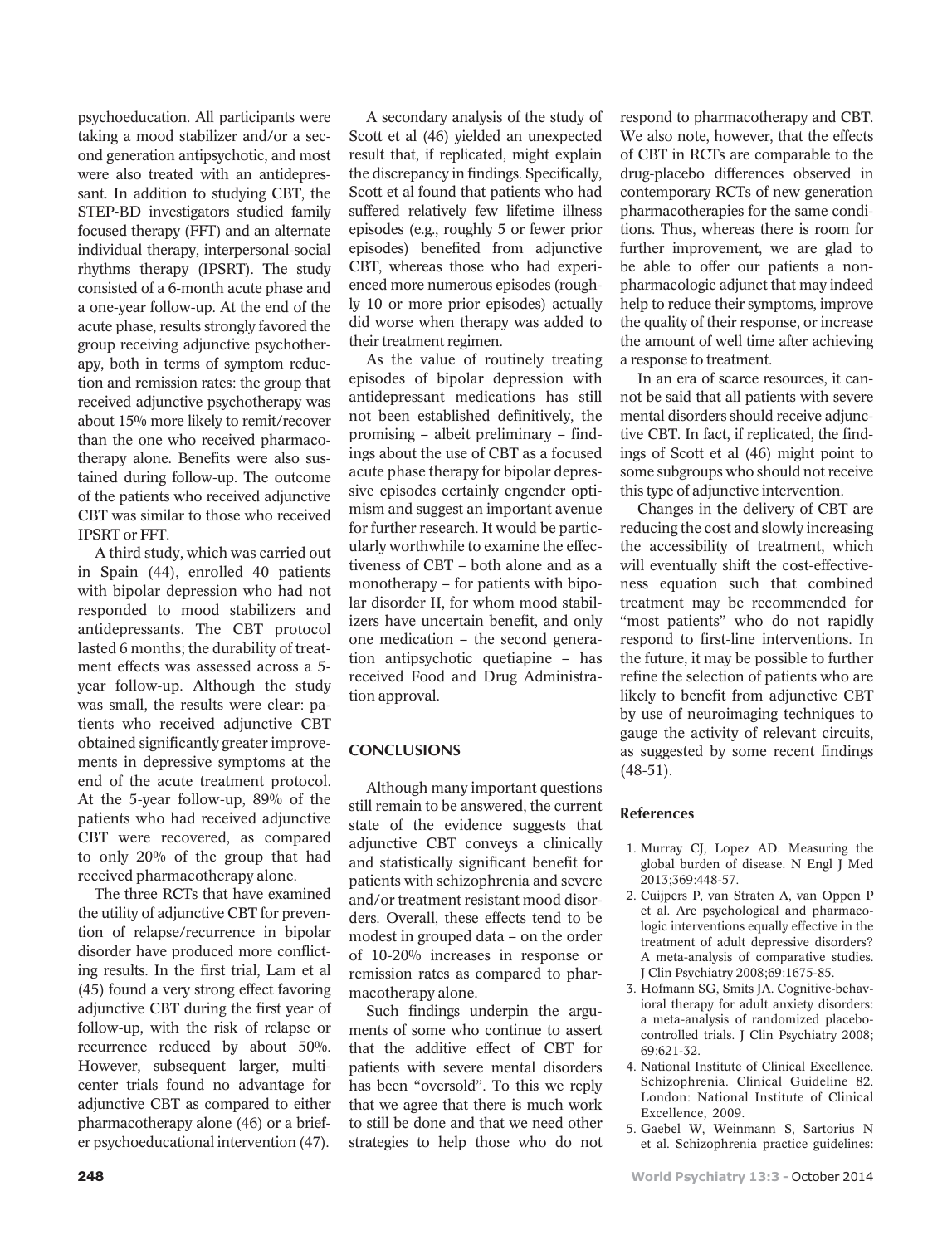psychoeducation. All participants were taking a mood stabilizer and/or a second generation antipsychotic, and most were also treated with an antidepressant. In addition to studying CBT, the STEP-BD investigators studied family focused therapy (FFT) and an alternate individual therapy, interpersonal-social rhythms therapy (IPSRT). The study consisted of a 6-month acute phase and a one-year follow-up. At the end of the acute phase, results strongly favored the group receiving adjunctive psychotherapy, both in terms of symptom reduction and remission rates: the group that received adjunctive psychotherapy was about 15% more likely to remit/recover than the one who received pharmacotherapy alone. Benefits were also sustained during follow-up. The outcome of the patients who received adjunctive CBT was similar to those who received IPSRT or FFT.

A third study, which was carried out in Spain (44), enrolled 40 patients with bipolar depression who had not responded to mood stabilizers and antidepressants. The CBT protocol lasted 6 months; the durability of treatment effects was assessed across a 5-year follow-up. Although the study was small, the results were clear: patients who received adjunctive CBT obtained significantly greater improvements in depressive symptoms at the end of the acute treatment protocol. At the 5-year follow-up, 89% of the patients who had received adjunctive CBT were recovered, as compared to only 20% of the group that had received pharmacotherapy alone.

The three RCTs that have examined the utility of adjunctive CBT for prevention of relapse/recurrence in bipolar disorder have produced more conflicting results. In the first trial, Lam et al (45) found a very strong effect favoring adjunctive CBT during the first year of follow-up, with the risk of relapse or recurrence reduced by about 50%. However, subsequent larger, multicenter trials found no advantage for adjunctive CBT as compared to either pharmacotherapy alone (46) or a briefer psychoeducational intervention (47).

A secondary analysis of the study of Scott et al (46) yielded an unexpected result that, if replicated, might explain the discrepancy in findings. Specifically, Scott et al found that patients who had suffered relatively few lifetime illness episodes (e.g., roughly 5 or fewer prior episodes) benefited from adjunctive CBT, whereas those who had experienced more numerous episodes (roughly 10 or more prior episodes) actually did worse when therapy was added to their treatment regimen.

As the value of routinely treating episodes of bipolar depression with antidepressant medications has still not been established definitively, the promising – albeit preliminary – findings about the use of CBT as a focused acute phase therapy for bipolar depressive episodes certainly engender optimism and suggest an important avenue for further research. It would be particularly worthwhile to examine the effectiveness of CBT – both alone and as a monotherapy – for patients with bipolar disorder II, for whom mood stabilizers have uncertain benefit, and only one medication – the second generation antipsychotic quetiapine – has received Food and Drug Administration approval.

## CONCLUSIONS

Although many important questions still remain to be answered, the current state of the evidence suggests that adjunctive CBT conveys a clinically and statistically significant benefit for patients with schizophrenia and severe and/or treatment resistant mood disorders. Overall, these effects tend to be modest in grouped data – on the order of 10-20% increases in response or remission rates as compared to pharmacotherapy alone.

Such findings underpin the arguments of some who continue to assert that the additive effect of CBT for patients with severe mental disorders has been "oversold". To this we reply that we agree that there is much work to still be done and that we need other strategies to help those who do not respond to pharmacotherapy and CBT. We also note, however, that the effects of CBT in RCTs are comparable to the drug-placebo differences observed in contemporary RCTs of new generation pharmacotherapies for the same conditions. Thus, whereas there is room for further improvement, we are glad to be able to offer our patients a nonpharmacologic adjunct that may indeed help to reduce their symptoms, improve the quality of their response, or increase the amount of well time after achieving a response to treatment.

In an era of scarce resources, it cannot be said that all patients with severe mental disorders should receive adjunctive CBT. In fact, if replicated, the findings of Scott et al (46) might point to some subgroups who should not receive this type of adjunctive intervention.

Changes in the delivery of CBT are reducing the cost and slowly increasing the accessibility of treatment, which will eventually shift the cost-effectiveness equation such that combined treatment may be recommended for "most patients" who do not rapidly respond to first-line interventions. In the future, it may be possible to further refine the selection of patients who are likely to benefit from adjunctive CBT by use of neuroimaging techniques to gauge the activity of relevant circuits, as suggested by some recent findings (48-51).

## References

1. Murray CJ, Lopez AD. Measuring the global burden of disease. N Engl J Med 2013;369:448-57.
2. Cuijpers P, van Straten A, van Oppen P et al. Are psychological and pharmacologic interventions equally effective in the treatment of adult depressive disorders? A meta-analysis of comparative studies. J Clin Psychiatry 2008;69:1675-85.
3. Hofmann SG, Smits JA. Cognitive-behavioral therapy for adult anxiety disorders: a meta-analysis of randomized placebo-controlled trials. J Clin Psychiatry 2008; 69:621-32.
4. National Institute of Clinical Excellence. Schizophrenia. Clinical Guideline 82. London: National Institute of Clinical Excellence, 2009.
5. Gaebel W, Weinmann S, Sartorius N et al. Schizophrenia practice guidelines: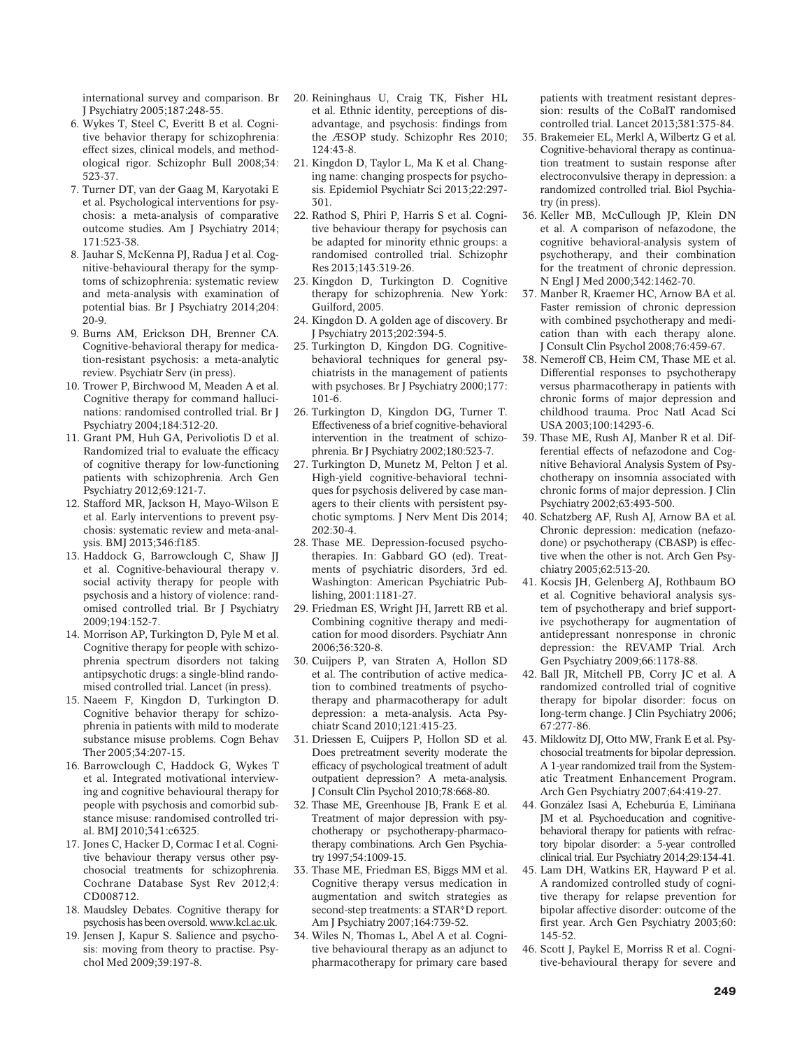international survey and comparison. Br J Psychiatry 2005;187:248-55.

6. Wykes T, Steel C, Everitt B et al. Cognitive behavior therapy for schizophrenia: effect sizes, clinical models, and methodological rigor. Schizophr Bull 2008;34:523-37.
7. Turner DT, van der Gaag M, Karyotaki E et al. Psychological interventions for psychosis: a meta-analysis of comparative outcome studies. Am J Psychiatry 2014;171:523-38.
8. Jauhar S, McKenna PJ, Radua J et al. Cognitive-behavioural therapy for the symptoms of schizophrenia: systematic review and meta-analysis with examination of potential bias. Br J Psychiatry 2014;204:20-9.
9. Burns AM, Erickson DH, Brenner CA. Cognitive-behavioral therapy for medication-resistant psychosis: a meta-analytic review. Psychiatr Serv (in press).
10. Trower P, Birchwood M, Meaden A et al. Cognitive therapy for command hallucinations: randomised controlled trial. Br J Psychiatry 2004;184:312-20.
11. Grant PM, Huh GA, Perivoliotis D et al. Randomized trial to evaluate the efficacy of cognitive therapy for low-functioning patients with schizophrenia. Arch Gen Psychiatry 2012;69:121-7.
12. Stafford MR, Jackson H, Mayo-Wilson E et al. Early interventions to prevent psychosis: systematic review and meta-analysis. BMJ 2013;346:f185.
13. Haddock G, Barrowclough C, Shaw JJ et al. Cognitive-behavioural therapy v. social activity therapy for people with psychosis and a history of violence: randomised controlled trial. Br J Psychiatry 2009;194:152-7.
14. Morrison AP, Turkington D, Pyle M et al. Cognitive therapy for people with schizophrenia spectrum disorders not taking antipsychotic drugs: a single-blind randomised controlled trial. Lancet (in press).
15. Naeem F, Kingdon D, Turkington D. Cognitive behavior therapy for schizophrenia in patients with mild to moderate substance misuse problems. Cogn Behav Ther 2005;34:207-15.
16. Barrowclough C, Haddock G, Wykes T et al. Integrated motivational interviewing and cognitive behavioural therapy for people with psychosis and comorbid substance misuse: randomised controlled trial. BMJ 2010;341:c6325.
17. Jones C, Hacker D, Cormac I et al. Cognitive behaviour therapy versus other psychosocial treatments for schizophrenia. Cochrane Database Syst Rev 2012;4:CD008712.
18. Maudsley Debates. Cognitive therapy for psychosis has been oversold. www.kcl.ac.uk.
19. Jensen J, Kapur S. Salience and psychosis: moving from theory to practise. Psychol Med 2009;39:197-8.
20. Reininghaus U, Craig TK, Fisher HL et al. Ethnic identity, perceptions of disadvantage, and psychosis: findings from the ÆSOP study. Schizophr Res 2010;124:43-8.
21. Kingdon D, Taylor L, Ma K et al. Changing name: changing prospects for psychosis. Epidemiol Psychiatr Sci 2013;22:297-301.
22. Rathod S, Phiri P, Harris S et al. Cognitive behaviour therapy for psychosis can be adapted for minority ethnic groups: a randomised controlled trial. Schizophr Res 2013;143:319-26.
23. Kingdon D, Turkington D. Cognitive therapy for schizophrenia. New York: Guilford, 2005.
24. Kingdon D. A golden age of discovery. Br J Psychiatry 2013;202:394-5.
25. Turkington D, Kingdon DG. Cognitive-behavioral techniques for general psychiatrists in the management of patients with psychoses. Br J Psychiatry 2000;177:101-6.
26. Turkington D, Kingdon DG, Turner T. Effectiveness of a brief cognitive-behavioral intervention in the treatment of schizophrenia. Br J Psychiatry 2002;180:523-7.
27. Turkington D, Munetz M, Pelton J et al. High-yield cognitive-behavioral techniques for psychosis delivered by case managers to their clients with persistent psychotic symptoms. J Nerv Ment Dis 2014;202:30-4.
28. Thase ME. Depression-focused psychotherapies. In: Gabbard GO (ed). Treatments of psychiatric disorders, 3rd ed. Washington: American Psychiatric Publishing, 2001:1181-27.
29. Friedman ES, Wright JH, Jarrett RB et al. Combining cognitive therapy and medication for mood disorders. Psychiatr Ann 2006;36:320-8.
30. Cuijpers P, van Straten A, Hollon SD et al. The contribution of active medication to combined treatments of psychotherapy and pharmacotherapy for adult depression: a meta-analysis. Acta Psychiatr Scand 2010;121:415-23.
31. Driessen E, Cuijpers P, Hollon SD et al. Does pretreatment severity moderate the efficacy of psychological treatment of adult outpatient depression? A meta-analysis. J Consult Clin Psychol 2010;78:668-80.
32. Thase ME, Greenhouse JB, Frank E et al. Treatment of major depression with psychotherapy or psychotherapy-pharmacotherapy combinations. Arch Gen Psychiatry 1997;54:1009-15.
33. Thase ME, Friedman ES, Biggs MM et al. Cognitive therapy versus medication in augmentation and switch strategies as second-step treatments: a STAR*D report. Am J Psychiatry 2007;164:739-52.
34. Wiles N, Thomas L, Abel A et al. Cognitive behavioural therapy as an adjunct to pharmacotherapy for primary care based patients with treatment resistant depression: results of the CoBalT randomised controlled trial. Lancet 2013;381:375-84.
35. Brakemeier EL, Merkl A, Wilbertz G et al. Cognitive-behavioral therapy as continuation treatment to sustain response after electroconvulsive therapy in depression: a randomized controlled trial. Biol Psychiatry (in press).
36. Keller MB, McCullough JP, Klein DN et al. A comparison of nefazodone, the cognitive behavioral-analysis system of psychotherapy, and their combination for the treatment of chronic depression. N Engl J Med 2000;342:1462-70.
37. Manber R, Kraemer HC, Arnow BA et al. Faster remission of chronic depression with combined psychotherapy and medication than with each therapy alone. J Consult Clin Psychol 2008;76:459-67.
38. Nemeroff CB, Heim CM, Thase ME et al. Differential responses to psychotherapy versus pharmacotherapy in patients with chronic forms of major depression and childhood trauma. Proc Natl Acad Sci USA 2003;100:14293-6.
39. Thase ME, Rush AJ, Manber R et al. Differential effects of nefazodone and Cognitive Behavioral Analysis System of Psychotherapy on insomnia associated with chronic forms of major depression. J Clin Psychiatry 2002;63:493-500.
40. Schatzberg AF, Rush AJ, Arnow BA et al. Chronic depression: medication (nefazodone) or psychotherapy (CBASP) is effective when the other is not. Arch Gen Psychiatry 2005;62:513-20.
41. Kocsis JH, Gelenberg AJ, Rothbaum BO et al. Cognitive behavioral analysis system of psychotherapy and brief supportive psychotherapy for augmentation of antidepressant nonresponse in chronic depression: the REVAMP Trial. Arch Gen Psychiatry 2009;66:1178-88.
42. Ball JR, Mitchell PB, Corry JC et al. A randomized controlled trial of cognitive therapy for bipolar disorder: focus on long-term change. J Clin Psychiatry 2006;67:277-86.
43. Miklowitz DJ, Otto MW, Frank E et al. Psychosocial treatments for bipolar depression. A 1-year randomized trail from the Systematic Treatment Enhancement Program. Arch Gen Psychiatry 2007;64:419-27.
44. González Isasi A, Echeburúa E, Limiñana JM et al. Psychoeducation and cognitive-behavioral therapy for patients with refractory bipolar disorder: a 5-year controlled clinical trial. Eur Psychiatry 2014;29:134-41.
45. Lam DH, Watkins ER, Hayward P et al. A randomized controlled study of cognitive therapy for relapse prevention for bipolar affective disorder: outcome of the first year. Arch Gen Psychiatry 2003;60:145-52.
46. Scott J, Paykel E, Morriss R et al. Cognitive-behavioural therapy for severe and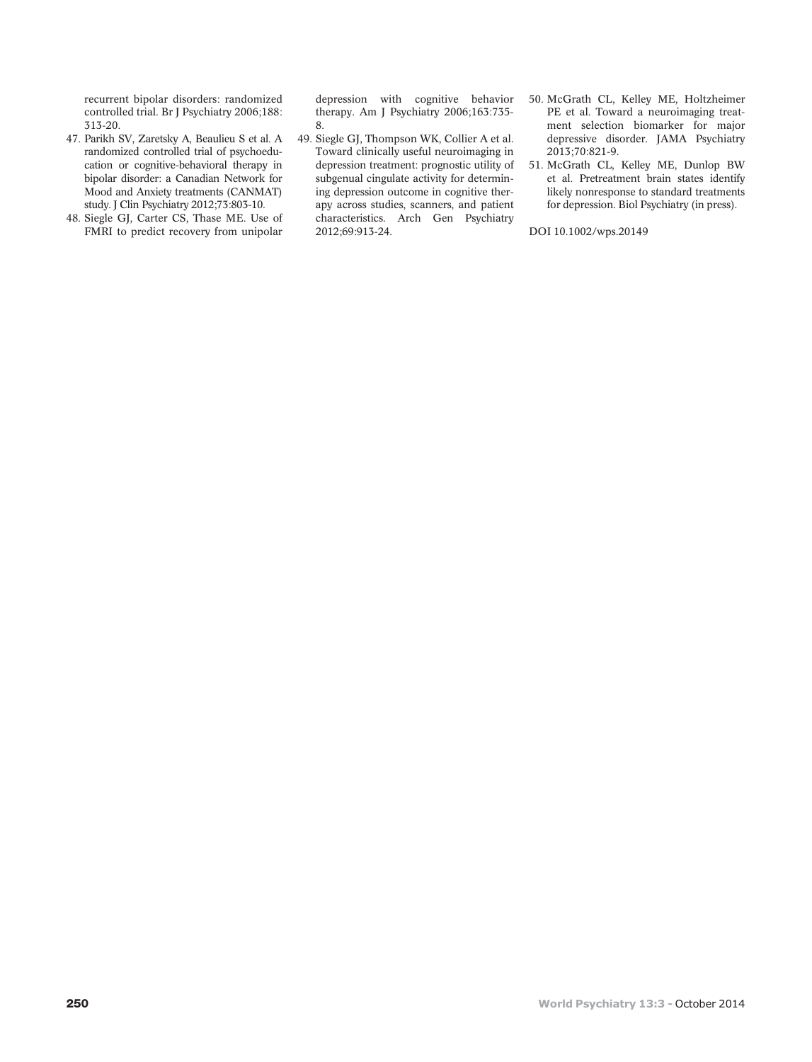recurrent bipolar disorders: randomized controlled trial. Br J Psychiatry 2006;188: 313-20.

47. Parikh SV, Zaretsky A, Beaulieu S et al. A randomized controlled trial of psychoeducation or cognitive-behavioral therapy in bipolar disorder: a Canadian Network for Mood and Anxiety treatments (CANMAT) study. J Clin Psychiatry 2012;73:803-10.
48. Siegle GJ, Carter CS, Thase ME. Use of FMRI to predict recovery from unipolar depression with cognitive behavior therapy. Am J Psychiatry 2006;163:735-8.
49. Siegle GJ, Thompson WK, Collier A et al. Toward clinically useful neuroimaging in depression treatment: prognostic utility of subgenual cingulate activity for determining depression outcome in cognitive therapy across studies, scanners, and patient characteristics. Arch Gen Psychiatry 2012;69:913-24.
50. McGrath CL, Kelley ME, Holtzheimer PE et al. Toward a neuroimaging treatment selection biomarker for major depressive disorder. JAMA Psychiatry 2013;70:821-9.
51. McGrath CL, Kelley ME, Dunlop BW et al. Pretreatment brain states identify likely nonresponse to standard treatments for depression. Biol Psychiatry (in press).

DOI 10.1002/wps.20149